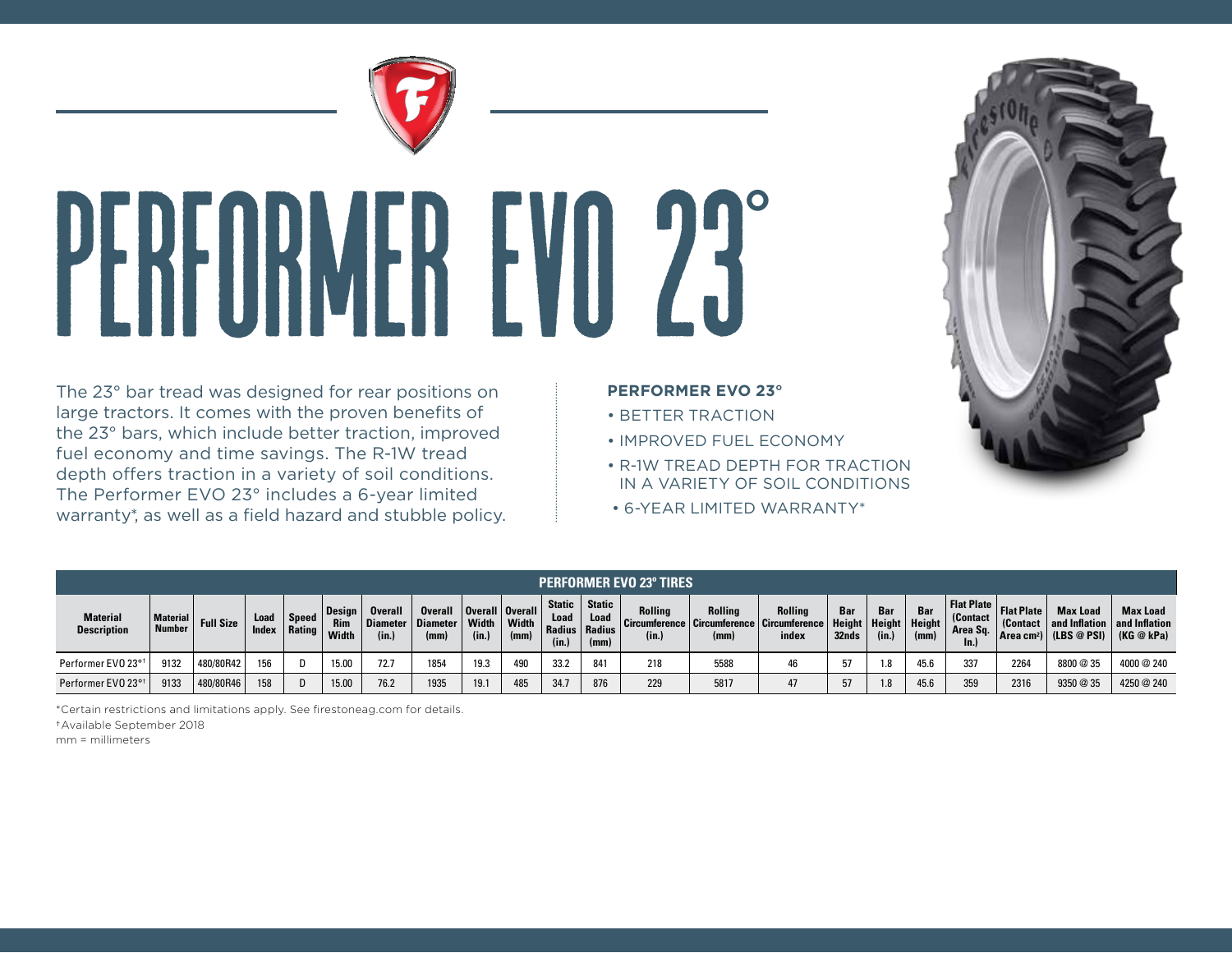# PERFORMER EVO 23°

The 23° bar tread was designed for rear positions on large tractors. It comes with the proven benefits of the 23° bars, which include better traction, improved fuel economy and time savings. The R-1W tread depth offers traction in a variety of soil conditions. The Performer EVO 23° includes a 6-year limited warranty*, as well as a field hazard and stubble policy.

**PERFORMER EVO 23°**

- BETTER TRACTION
- IMPROVED FUEL ECONOMY
- R-1W TREAD DEPTH FOR TRACTION IN A VARIETY OF SOIL CONDITIONS
- 6-YEAR LIMITED WARRANTY*

**PERFORMER EVO 23° TIRES**

| Material Description | Material Number | Full Size | Load Index | Speed Rating | Design Rim Width | Overall Diameter (in.) | Overall Diameter (mm) | Overall Width (in.) | Overall Width (mm) | Static Load Radius (in.) | Static Load Radius (mm) | Rolling Circumference (in.) | Rolling Circumference (mm) | Rolling Circumference index | Bar Height 32nds | Bar Height (in.) | Bar Height (mm) | Flat Plate (Contact Area Sq. In.) | Flat Plate (Contact Area cm²) | Max Load and Inflation (LBS @ PSI) | Max Load and Inflation (KG @ kPa) |
|---|---|---|---|---|---|---|---|---|---|---|---|---|---|---|---|---|---|---|---|---|---|
| Performer EVO 23°† | 9132 | 480/80R42 | 156 | D | 15.00 | 72.7 | 1854 | 19.3 | 490 | 33.2 | 841 | 218 | 5588 | 46 | 57 | 1.8 | 45.6 | 337 | 2264 | 8800 @ 35 | 4000 @ 240 |
| Performer EVO 23°† | 9133 | 480/80R46 | 158 | D | 15.00 | 76.2 | 1935 | 19.1 | 485 | 34.7 | 876 | 229 | 5817 | 47 | 57 | 1.8 | 45.6 | 359 | 2316 | 9350 @ 35 | 4250 @ 240 |

*Certain restrictions and limitations apply. See firestoneag.com for details.
†Available September 2018
mm = millimeters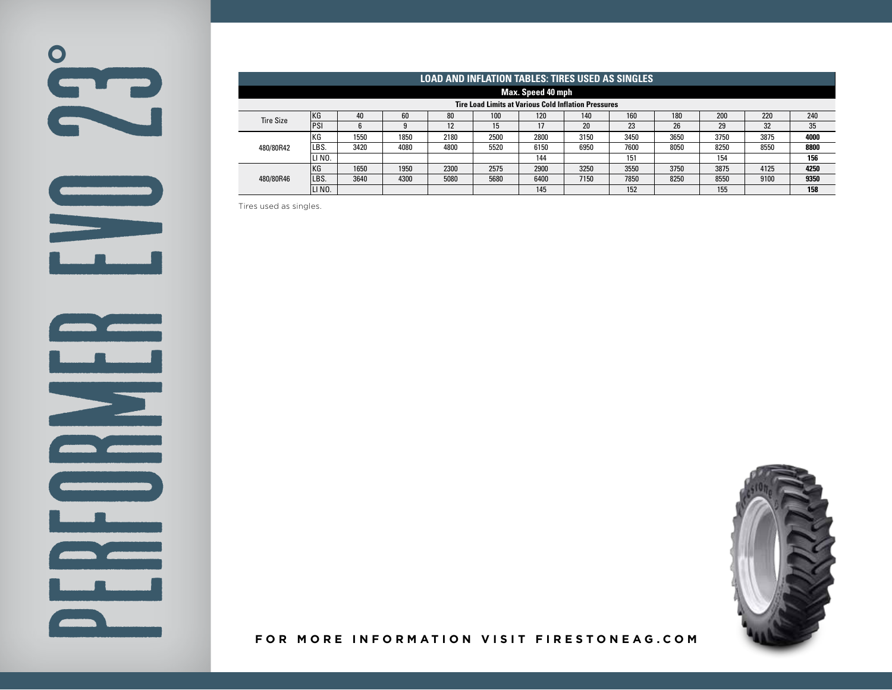# PERFORMER EVO 23°

| LOAD AND INFLATION TABLES: TIRES USED AS SINGLES | | | | | | | | | | | | |
|---|---|---|---|---|---|---|---|---|---|---|---|---|
| Max. Speed 40 mph | | | | | | | | | | | | |
| Tire Load Limits at Various Cold Inflation Pressures | | | | | | | | | | | | |
| Tire Size | KG | 40 | 60 | 80 | 100 | 120 | 140 | 160 | 180 | 200 | 220 | 240 |
| | PSI | 6 | 9 | 12 | 15 | 17 | 20 | 23 | 26 | 29 | 32 | 35 |
| 480/80R42 | KG | 1550 | 1850 | 2180 | 2500 | 2800 | 3150 | 3450 | 3650 | 3750 | 3875 | **4000** |
| | LBS. | 3420 | 4080 | 4800 | 5520 | 6150 | 6950 | 7600 | 8050 | 8250 | 8550 | **8800** |
| | LI NO. | | | | | 144 | | 151 | | 154 | | **156** |
| 480/80R46 | KG | 1650 | 1950 | 2300 | 2575 | 2900 | 3250 | 3550 | 3750 | 3875 | 4125 | **4250** |
| | LBS. | 3640 | 4300 | 5080 | 5680 | 6400 | 7150 | 7850 | 8250 | 8550 | 9100 | **9350** |
| | LI NO. | | | | | 145 | | 152 | | 155 | | **158** |

Tires used as singles.

**FOR MORE INFORMATION VISIT FIRESTONEAG.COM**